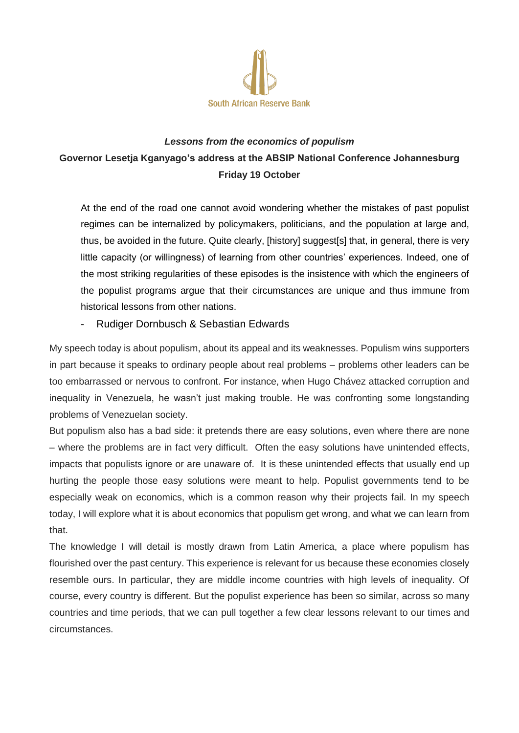South African Reserve Bank

***Lessons from the economics of populism***

**Governor Lesetja Kganyago's address at the ABSIP National Conference Johannesburg**

**Friday 19 October**

> At the end of the road one cannot avoid wondering whether the mistakes of past populist regimes can be internalized by policymakers, politicians, and the population at large and, thus, be avoided in the future. Quite clearly, [history] suggest[s] that, in general, there is very little capacity (or willingness) of learning from other countries' experiences. Indeed, one of the most striking regularities of these episodes is the insistence with which the engineers of the populist programs argue that their circumstances are unique and thus immune from historical lessons from other nations.
>
> - Rudiger Dornbusch & Sebastian Edwards

My speech today is about populism, about its appeal and its weaknesses. Populism wins supporters in part because it speaks to ordinary people about real problems – problems other leaders can be too embarrassed or nervous to confront. For instance, when Hugo Chávez attacked corruption and inequality in Venezuela, he wasn't just making trouble. He was confronting some longstanding problems of Venezuelan society.

But populism also has a bad side: it pretends there are easy solutions, even where there are none – where the problems are in fact very difficult. Often the easy solutions have unintended effects, impacts that populists ignore or are unaware of. It is these unintended effects that usually end up hurting the people those easy solutions were meant to help. Populist governments tend to be especially weak on economics, which is a common reason why their projects fail. In my speech today, I will explore what it is about economics that populism get wrong, and what we can learn from that.

The knowledge I will detail is mostly drawn from Latin America, a place where populism has flourished over the past century. This experience is relevant for us because these economies closely resemble ours. In particular, they are middle income countries with high levels of inequality. Of course, every country is different. But the populist experience has been so similar, across so many countries and time periods, that we can pull together a few clear lessons relevant to our times and circumstances.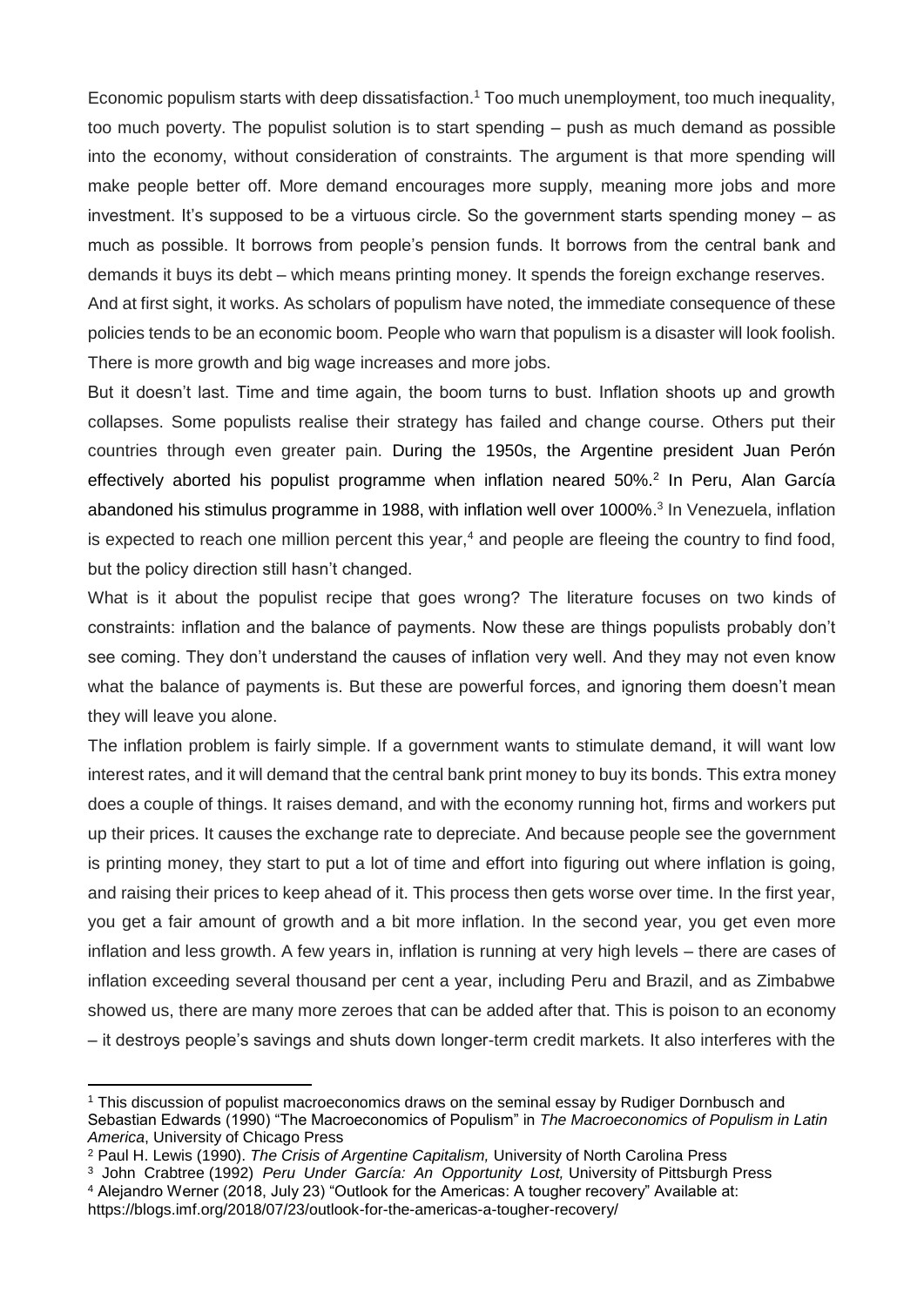Economic populism starts with deep dissatisfaction.[1] Too much unemployment, too much inequality, too much poverty. The populist solution is to start spending – push as much demand as possible into the economy, without consideration of constraints. The argument is that more spending will make people better off. More demand encourages more supply, meaning more jobs and more investment. It's supposed to be a virtuous circle. So the government starts spending money – as much as possible. It borrows from people's pension funds. It borrows from the central bank and demands it buys its debt – which means printing money. It spends the foreign exchange reserves.

And at first sight, it works. As scholars of populism have noted, the immediate consequence of these policies tends to be an economic boom. People who warn that populism is a disaster will look foolish. There is more growth and big wage increases and more jobs.

But it doesn't last. Time and time again, the boom turns to bust. Inflation shoots up and growth collapses. Some populists realise their strategy has failed and change course. Others put their countries through even greater pain. During the 1950s, the Argentine president Juan Perón effectively aborted his populist programme when inflation neared 50%.[2] In Peru, Alan García abandoned his stimulus programme in 1988, with inflation well over 1000%.[3] In Venezuela, inflation is expected to reach one million percent this year,[4] and people are fleeing the country to find food, but the policy direction still hasn't changed.

What is it about the populist recipe that goes wrong? The literature focuses on two kinds of constraints: inflation and the balance of payments. Now these are things populists probably don't see coming. They don't understand the causes of inflation very well. And they may not even know what the balance of payments is. But these are powerful forces, and ignoring them doesn't mean they will leave you alone.

The inflation problem is fairly simple. If a government wants to stimulate demand, it will want low interest rates, and it will demand that the central bank print money to buy its bonds. This extra money does a couple of things. It raises demand, and with the economy running hot, firms and workers put up their prices. It causes the exchange rate to depreciate. And because people see the government is printing money, they start to put a lot of time and effort into figuring out where inflation is going, and raising their prices to keep ahead of it. This process then gets worse over time. In the first year, you get a fair amount of growth and a bit more inflation. In the second year, you get even more inflation and less growth. A few years in, inflation is running at very high levels – there are cases of inflation exceeding several thousand per cent a year, including Peru and Brazil, and as Zimbabwe showed us, there are many more zeroes that can be added after that. This is poison to an economy – it destroys people's savings and shuts down longer-term credit markets. It also interferes with the

---

[1] This discussion of populist macroeconomics draws on the seminal essay by Rudiger Dornbusch and Sebastian Edwards (1990) "The Macroeconomics of Populism" in *The Macroeconomics of Populism in Latin America*, University of Chicago Press

[2] Paul H. Lewis (1990). *The Crisis of Argentine Capitalism,* University of North Carolina Press

[3] John Crabtree (1992) *Peru Under García: An Opportunity Lost,* University of Pittsburgh Press

[4] Alejandro Werner (2018, July 23) "Outlook for the Americas: A tougher recovery" Available at: https://blogs.imf.org/2018/07/23/outlook-for-the-americas-a-tougher-recovery/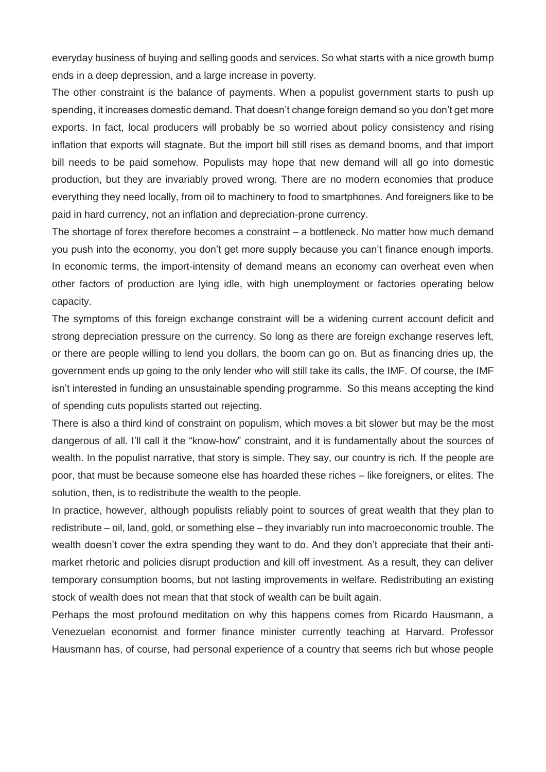everyday business of buying and selling goods and services. So what starts with a nice growth bump ends in a deep depression, and a large increase in poverty.

The other constraint is the balance of payments. When a populist government starts to push up spending, it increases domestic demand. That doesn't change foreign demand so you don't get more exports. In fact, local producers will probably be so worried about policy consistency and rising inflation that exports will stagnate. But the import bill still rises as demand booms, and that import bill needs to be paid somehow. Populists may hope that new demand will all go into domestic production, but they are invariably proved wrong. There are no modern economies that produce everything they need locally, from oil to machinery to food to smartphones. And foreigners like to be paid in hard currency, not an inflation and depreciation-prone currency.

The shortage of forex therefore becomes a constraint – a bottleneck. No matter how much demand you push into the economy, you don't get more supply because you can't finance enough imports. In economic terms, the import-intensity of demand means an economy can overheat even when other factors of production are lying idle, with high unemployment or factories operating below capacity.

The symptoms of this foreign exchange constraint will be a widening current account deficit and strong depreciation pressure on the currency. So long as there are foreign exchange reserves left, or there are people willing to lend you dollars, the boom can go on. But as financing dries up, the government ends up going to the only lender who will still take its calls, the IMF. Of course, the IMF isn't interested in funding an unsustainable spending programme. So this means accepting the kind of spending cuts populists started out rejecting.

There is also a third kind of constraint on populism, which moves a bit slower but may be the most dangerous of all. I'll call it the "know-how" constraint, and it is fundamentally about the sources of wealth. In the populist narrative, that story is simple. They say, our country is rich. If the people are poor, that must be because someone else has hoarded these riches – like foreigners, or elites. The solution, then, is to redistribute the wealth to the people.

In practice, however, although populists reliably point to sources of great wealth that they plan to redistribute – oil, land, gold, or something else – they invariably run into macroeconomic trouble. The wealth doesn't cover the extra spending they want to do. And they don't appreciate that their anti-market rhetoric and policies disrupt production and kill off investment. As a result, they can deliver temporary consumption booms, but not lasting improvements in welfare. Redistributing an existing stock of wealth does not mean that that stock of wealth can be built again.

Perhaps the most profound meditation on why this happens comes from Ricardo Hausmann, a Venezuelan economist and former finance minister currently teaching at Harvard. Professor Hausmann has, of course, had personal experience of a country that seems rich but whose people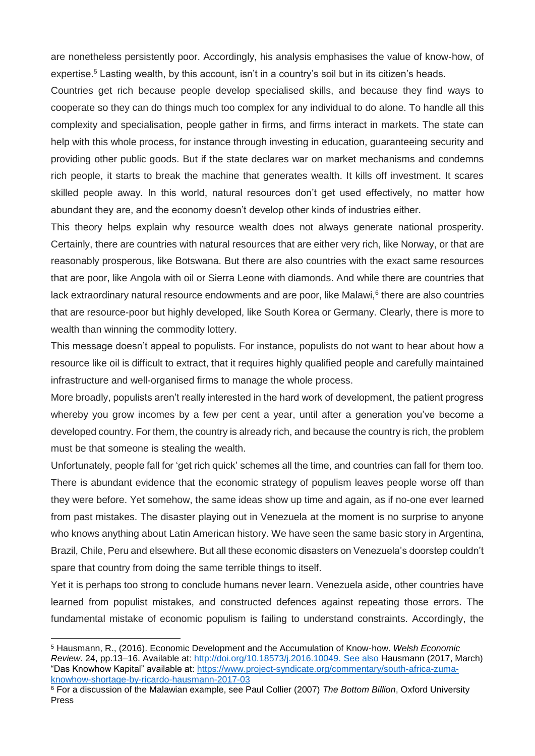are nonetheless persistently poor. Accordingly, his analysis emphasises the value of know-how, of expertise.[5] Lasting wealth, by this account, isn't in a country's soil but in its citizen's heads.

Countries get rich because people develop specialised skills, and because they find ways to cooperate so they can do things much too complex for any individual to do alone. To handle all this complexity and specialisation, people gather in firms, and firms interact in markets. The state can help with this whole process, for instance through investing in education, guaranteeing security and providing other public goods. But if the state declares war on market mechanisms and condemns rich people, it starts to break the machine that generates wealth. It kills off investment. It scares skilled people away. In this world, natural resources don't get used effectively, no matter how abundant they are, and the economy doesn't develop other kinds of industries either.

This theory helps explain why resource wealth does not always generate national prosperity. Certainly, there are countries with natural resources that are either very rich, like Norway, or that are reasonably prosperous, like Botswana. But there are also countries with the exact same resources that are poor, like Angola with oil or Sierra Leone with diamonds. And while there are countries that lack extraordinary natural resource endowments and are poor, like Malawi,[6] there are also countries that are resource-poor but highly developed, like South Korea or Germany. Clearly, there is more to wealth than winning the commodity lottery.

This message doesn't appeal to populists. For instance, populists do not want to hear about how a resource like oil is difficult to extract, that it requires highly qualified people and carefully maintained infrastructure and well-organised firms to manage the whole process.

More broadly, populists aren't really interested in the hard work of development, the patient progress whereby you grow incomes by a few per cent a year, until after a generation you've become a developed country. For them, the country is already rich, and because the country is rich, the problem must be that someone is stealing the wealth.

Unfortunately, people fall for 'get rich quick' schemes all the time, and countries can fall for them too. There is abundant evidence that the economic strategy of populism leaves people worse off than they were before. Yet somehow, the same ideas show up time and again, as if no-one ever learned from past mistakes. The disaster playing out in Venezuela at the moment is no surprise to anyone who knows anything about Latin American history. We have seen the same basic story in Argentina, Brazil, Chile, Peru and elsewhere. But all these economic disasters on Venezuela's doorstep couldn't spare that country from doing the same terrible things to itself.

Yet it is perhaps too strong to conclude humans never learn. Venezuela aside, other countries have learned from populist mistakes, and constructed defences against repeating those errors. The fundamental mistake of economic populism is failing to understand constraints. Accordingly, the

---

[5] Hausmann, R., (2016). Economic Development and the Accumulation of Know-how. *Welsh Economic Review*. 24, pp.13–16. Available at: http://doi.org/10.18573/j.2016.10049. See also Hausmann (2017, March) "Das Knowhow Kapital" available at: https://www.project-syndicate.org/commentary/south-africa-zuma-knowhow-shortage-by-ricardo-hausmann-2017-03

[6] For a discussion of the Malawian example, see Paul Collier (2007) *The Bottom Billion*, Oxford University Press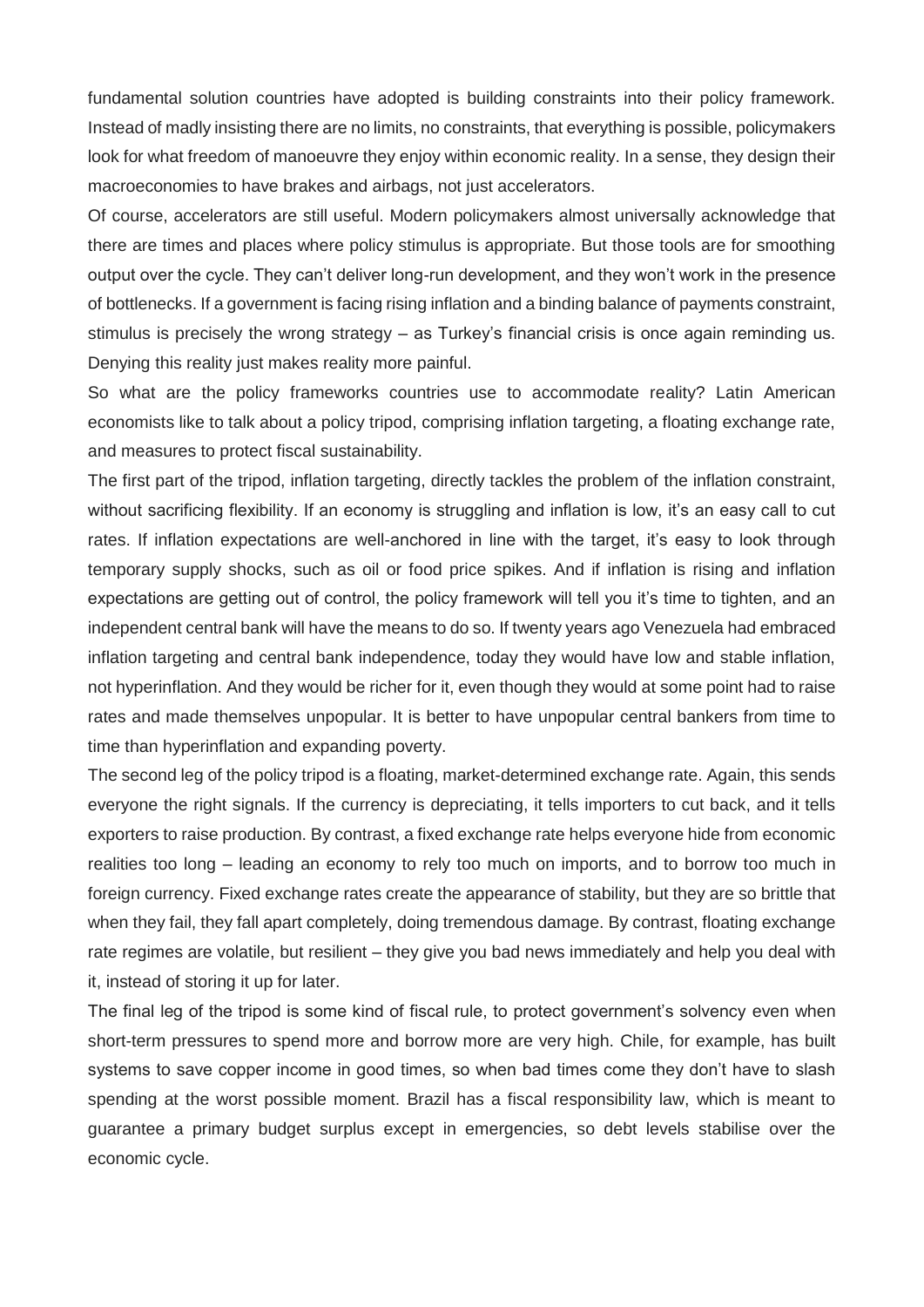fundamental solution countries have adopted is building constraints into their policy framework. Instead of madly insisting there are no limits, no constraints, that everything is possible, policymakers look for what freedom of manoeuvre they enjoy within economic reality. In a sense, they design their macroeconomies to have brakes and airbags, not just accelerators.

Of course, accelerators are still useful. Modern policymakers almost universally acknowledge that there are times and places where policy stimulus is appropriate. But those tools are for smoothing output over the cycle. They can't deliver long-run development, and they won't work in the presence of bottlenecks. If a government is facing rising inflation and a binding balance of payments constraint, stimulus is precisely the wrong strategy – as Turkey's financial crisis is once again reminding us. Denying this reality just makes reality more painful.

So what are the policy frameworks countries use to accommodate reality? Latin American economists like to talk about a policy tripod, comprising inflation targeting, a floating exchange rate, and measures to protect fiscal sustainability.

The first part of the tripod, inflation targeting, directly tackles the problem of the inflation constraint, without sacrificing flexibility. If an economy is struggling and inflation is low, it's an easy call to cut rates. If inflation expectations are well-anchored in line with the target, it's easy to look through temporary supply shocks, such as oil or food price spikes. And if inflation is rising and inflation expectations are getting out of control, the policy framework will tell you it's time to tighten, and an independent central bank will have the means to do so. If twenty years ago Venezuela had embraced inflation targeting and central bank independence, today they would have low and stable inflation, not hyperinflation. And they would be richer for it, even though they would at some point had to raise rates and made themselves unpopular. It is better to have unpopular central bankers from time to time than hyperinflation and expanding poverty.

The second leg of the policy tripod is a floating, market-determined exchange rate. Again, this sends everyone the right signals. If the currency is depreciating, it tells importers to cut back, and it tells exporters to raise production. By contrast, a fixed exchange rate helps everyone hide from economic realities too long – leading an economy to rely too much on imports, and to borrow too much in foreign currency. Fixed exchange rates create the appearance of stability, but they are so brittle that when they fail, they fall apart completely, doing tremendous damage. By contrast, floating exchange rate regimes are volatile, but resilient – they give you bad news immediately and help you deal with it, instead of storing it up for later.

The final leg of the tripod is some kind of fiscal rule, to protect government's solvency even when short-term pressures to spend more and borrow more are very high. Chile, for example, has built systems to save copper income in good times, so when bad times come they don't have to slash spending at the worst possible moment. Brazil has a fiscal responsibility law, which is meant to guarantee a primary budget surplus except in emergencies, so debt levels stabilise over the economic cycle.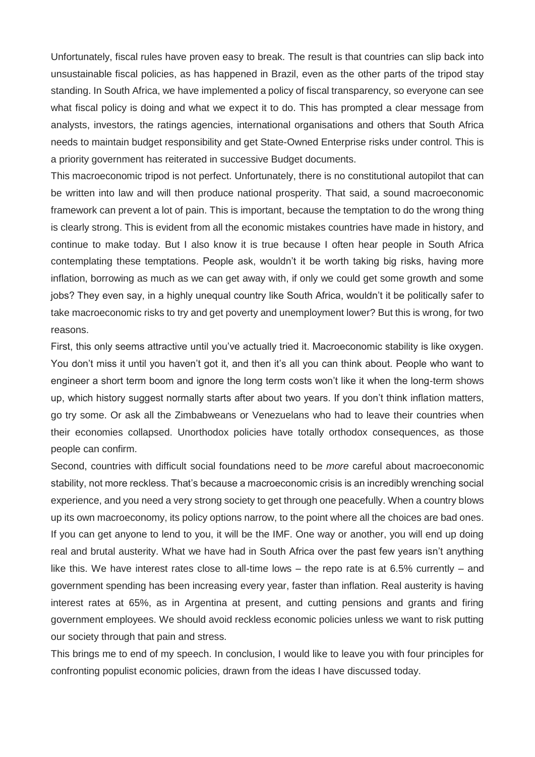Unfortunately, fiscal rules have proven easy to break. The result is that countries can slip back into unsustainable fiscal policies, as has happened in Brazil, even as the other parts of the tripod stay standing. In South Africa, we have implemented a policy of fiscal transparency, so everyone can see what fiscal policy is doing and what we expect it to do. This has prompted a clear message from analysts, investors, the ratings agencies, international organisations and others that South Africa needs to maintain budget responsibility and get State-Owned Enterprise risks under control. This is a priority government has reiterated in successive Budget documents.

This macroeconomic tripod is not perfect. Unfortunately, there is no constitutional autopilot that can be written into law and will then produce national prosperity. That said, a sound macroeconomic framework can prevent a lot of pain. This is important, because the temptation to do the wrong thing is clearly strong. This is evident from all the economic mistakes countries have made in history, and continue to make today. But I also know it is true because I often hear people in South Africa contemplating these temptations. People ask, wouldn't it be worth taking big risks, having more inflation, borrowing as much as we can get away with, if only we could get some growth and some jobs? They even say, in a highly unequal country like South Africa, wouldn't it be politically safer to take macroeconomic risks to try and get poverty and unemployment lower? But this is wrong, for two reasons.

First, this only seems attractive until you've actually tried it. Macroeconomic stability is like oxygen. You don't miss it until you haven't got it, and then it's all you can think about. People who want to engineer a short term boom and ignore the long term costs won't like it when the long-term shows up, which history suggest normally starts after about two years. If you don't think inflation matters, go try some. Or ask all the Zimbabweans or Venezuelans who had to leave their countries when their economies collapsed. Unorthodox policies have totally orthodox consequences, as those people can confirm.

Second, countries with difficult social foundations need to be *more* careful about macroeconomic stability, not more reckless. That's because a macroeconomic crisis is an incredibly wrenching social experience, and you need a very strong society to get through one peacefully. When a country blows up its own macroeconomy, its policy options narrow, to the point where all the choices are bad ones. If you can get anyone to lend to you, it will be the IMF. One way or another, you will end up doing real and brutal austerity. What we have had in South Africa over the past few years isn't anything like this. We have interest rates close to all-time lows – the repo rate is at 6.5% currently – and government spending has been increasing every year, faster than inflation. Real austerity is having interest rates at 65%, as in Argentina at present, and cutting pensions and grants and firing government employees. We should avoid reckless economic policies unless we want to risk putting our society through that pain and stress.

This brings me to end of my speech. In conclusion, I would like to leave you with four principles for confronting populist economic policies, drawn from the ideas I have discussed today.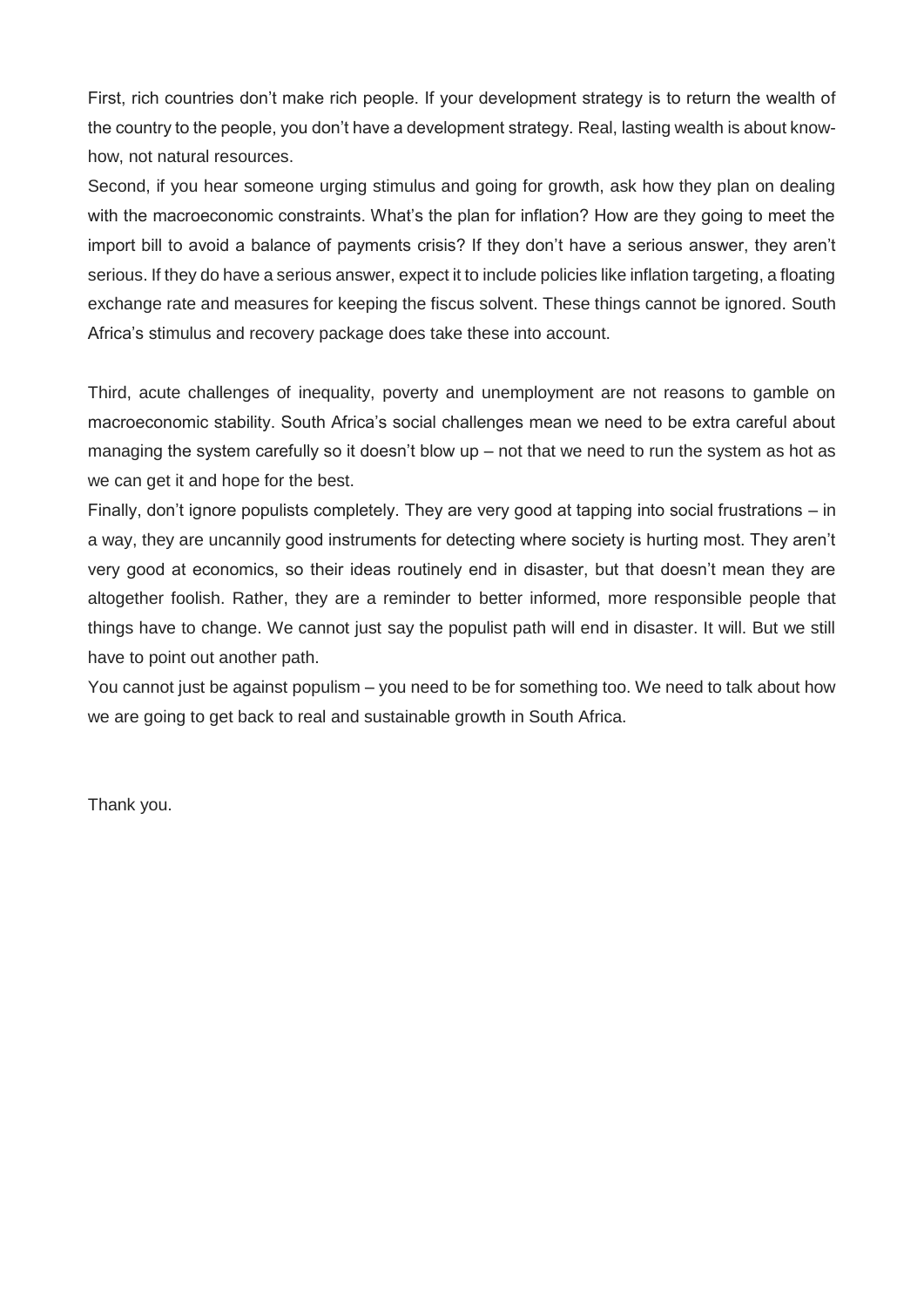First, rich countries don't make rich people. If your development strategy is to return the wealth of the country to the people, you don't have a development strategy. Real, lasting wealth is about know-how, not natural resources.

Second, if you hear someone urging stimulus and going for growth, ask how they plan on dealing with the macroeconomic constraints. What's the plan for inflation? How are they going to meet the import bill to avoid a balance of payments crisis? If they don't have a serious answer, they aren't serious. If they do have a serious answer, expect it to include policies like inflation targeting, a floating exchange rate and measures for keeping the fiscus solvent. These things cannot be ignored. South Africa's stimulus and recovery package does take these into account.

Third, acute challenges of inequality, poverty and unemployment are not reasons to gamble on macroeconomic stability. South Africa's social challenges mean we need to be extra careful about managing the system carefully so it doesn't blow up – not that we need to run the system as hot as we can get it and hope for the best.

Finally, don't ignore populists completely. They are very good at tapping into social frustrations – in a way, they are uncannily good instruments for detecting where society is hurting most. They aren't very good at economics, so their ideas routinely end in disaster, but that doesn't mean they are altogether foolish. Rather, they are a reminder to better informed, more responsible people that things have to change. We cannot just say the populist path will end in disaster. It will. But we still have to point out another path.

You cannot just be against populism – you need to be for something too. We need to talk about how we are going to get back to real and sustainable growth in South Africa.

Thank you.